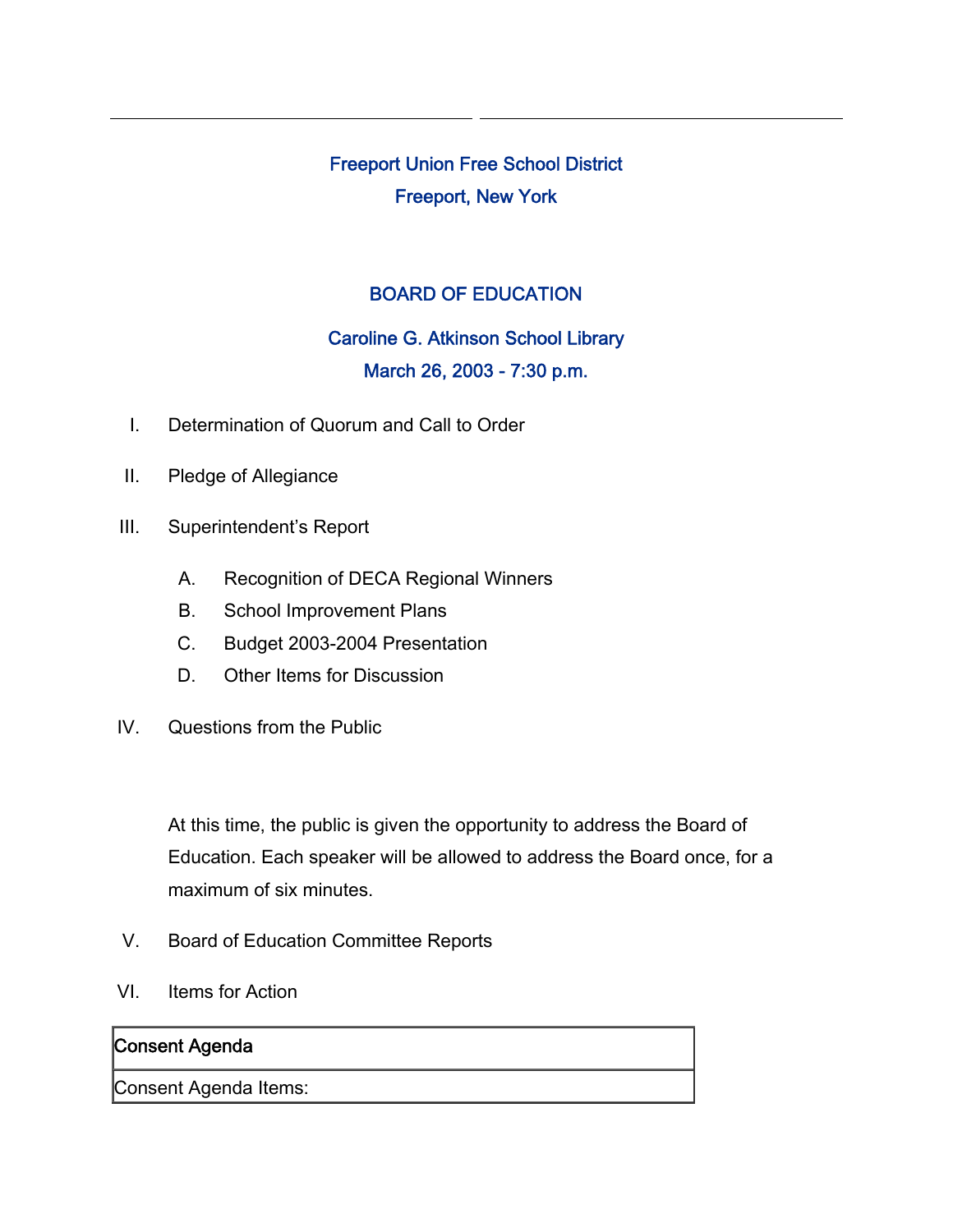# Freeport Union Free School District

## Freeport, New York

## BOARD OF EDUCATION

### Caroline G. Atkinson School Library

### March 26, 2003 - 7:30 p.m.

I. Determination of Quorum and Call to Order

II. Pledge of Allegiance

III. Superintendent's Report

   A. Recognition of DECA Regional Winners

   B. School Improvement Plans

   C. Budget 2003-2004 Presentation

   D. Other Items for Discussion

IV. Questions from the Public

At this time, the public is given the opportunity to address the Board of Education. Each speaker will be allowed to address the Board once, for a maximum of six minutes.

V. Board of Education Committee Reports

VI. Items for Action

| Consent Agenda |
| --- |
| Consent Agenda Items: |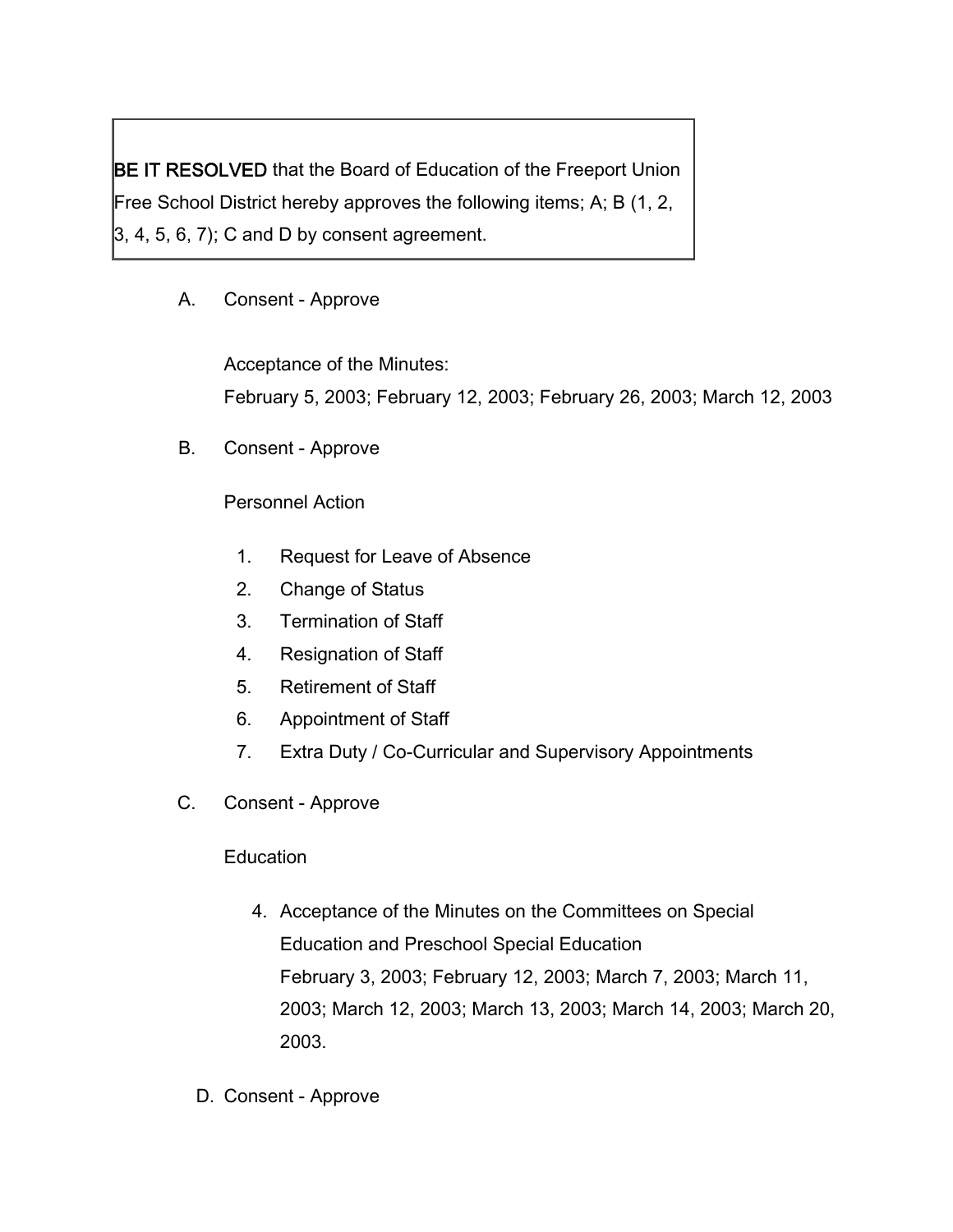**BE IT RESOLVED** that the Board of Education of the Freeport Union Free School District hereby approves the following items; A; B (1, 2, 3, 4, 5, 6, 7); C and D by consent agreement.

A. Consent - Approve

Acceptance of the Minutes:
February 5, 2003; February 12, 2003; February 26, 2003; March 12, 2003

B. Consent - Approve

Personnel Action

1. Request for Leave of Absence
2. Change of Status
3. Termination of Staff
4. Resignation of Staff
5. Retirement of Staff
6. Appointment of Staff
7. Extra Duty / Co-Curricular and Supervisory Appointments

C. Consent - Approve

Education

4. Acceptance of the Minutes on the Committees on Special Education and Preschool Special Education
February 3, 2003; February 12, 2003; March 7, 2003; March 11, 2003; March 12, 2003; March 13, 2003; March 14, 2003; March 20, 2003.

D. Consent - Approve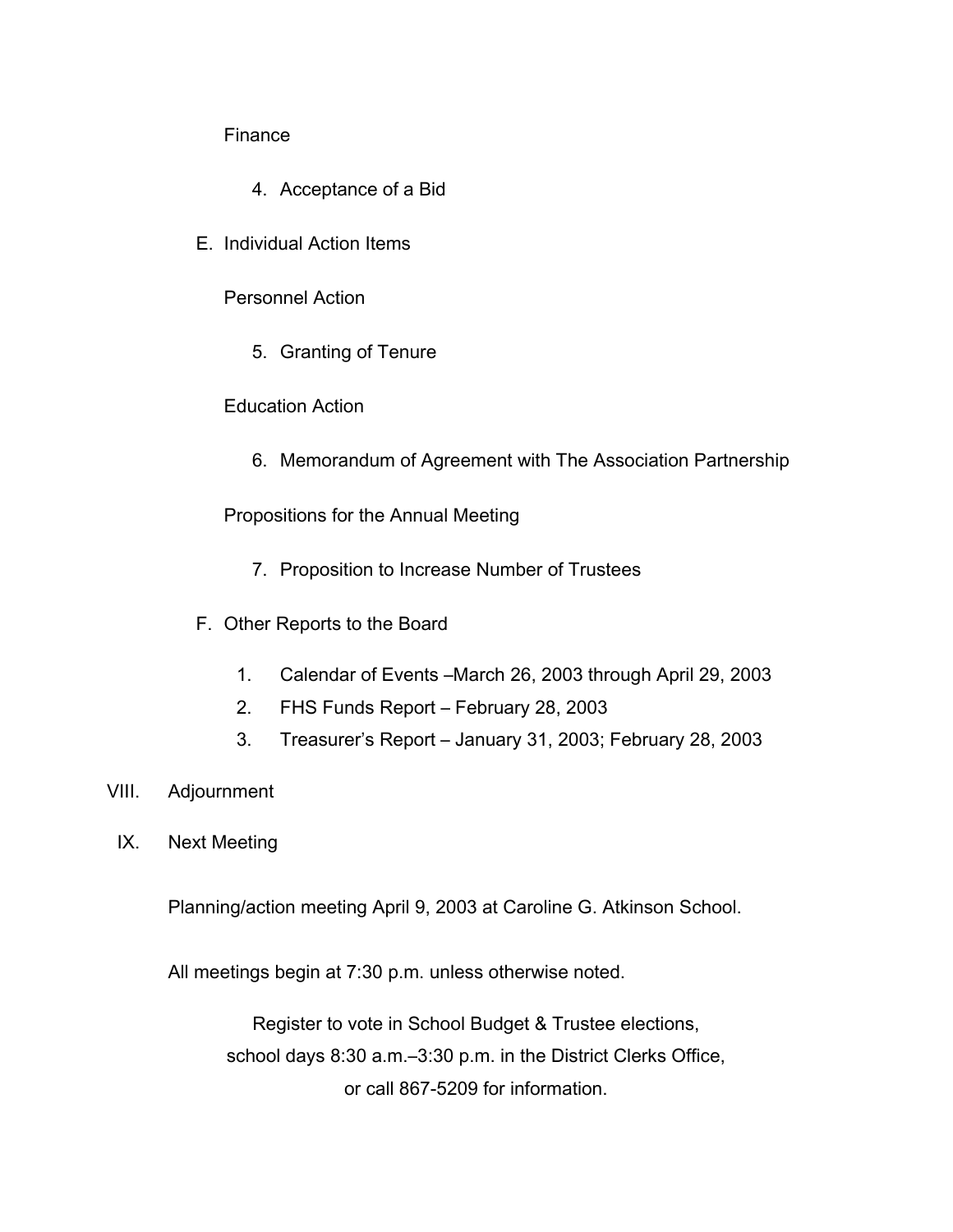Finance

4. Acceptance of a Bid

E. Individual Action Items

Personnel Action

5. Granting of Tenure

Education Action

6. Memorandum of Agreement with The Association Partnership

Propositions for the Annual Meeting

7. Proposition to Increase Number of Trustees

F. Other Reports to the Board

1. Calendar of Events –March 26, 2003 through April 29, 2003
2. FHS Funds Report – February 28, 2003
3. Treasurer's Report – January 31, 2003; February 28, 2003

VIII. Adjournment

IX. Next Meeting

Planning/action meeting April 9, 2003 at Caroline G. Atkinson School.

All meetings begin at 7:30 p.m. unless otherwise noted.

Register to vote in School Budget & Trustee elections,
school days 8:30 a.m.–3:30 p.m. in the District Clerks Office,
or call 867-5209 for information.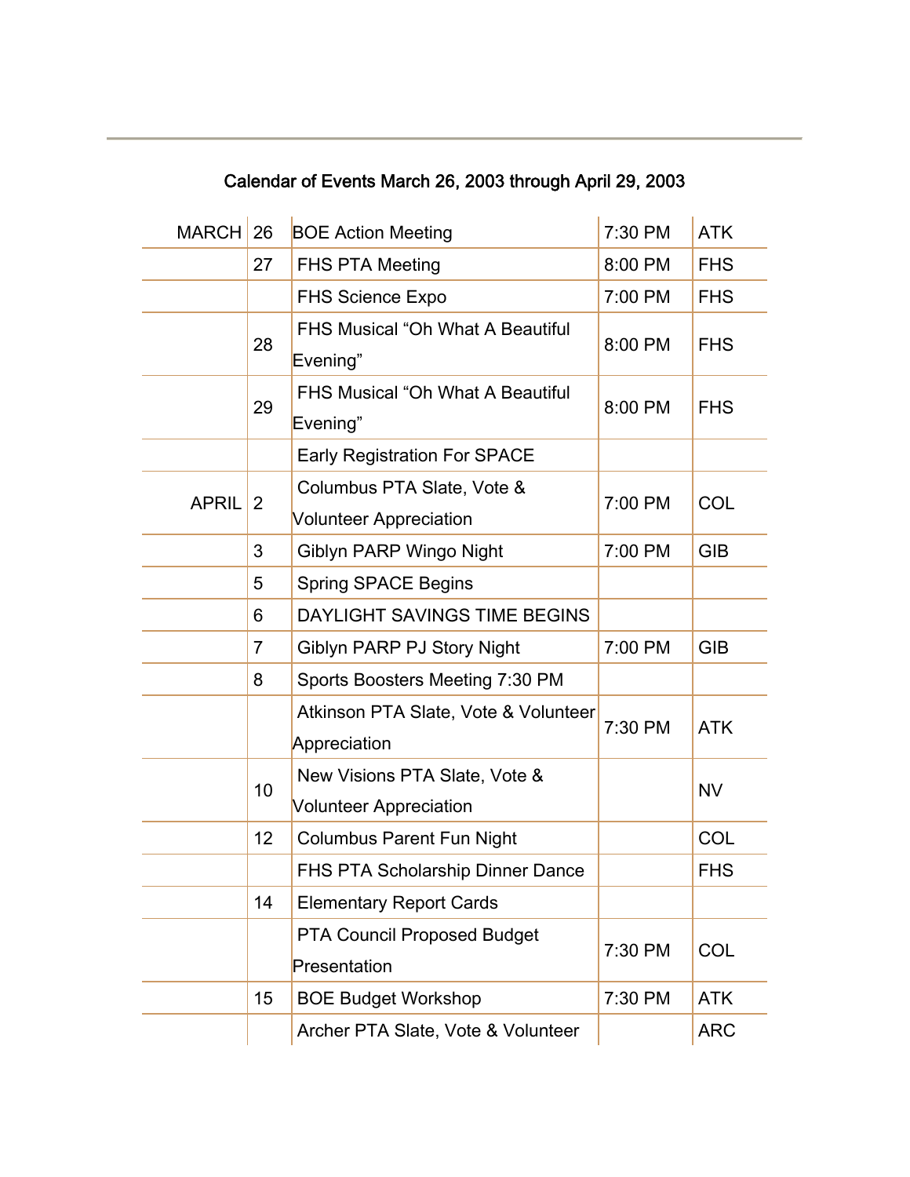## Calendar of Events March 26, 2003 through April 29, 2003

| Month | Day | Event | Time | Location |
|---|---|---|---|---|
| MARCH | 26 | BOE Action Meeting | 7:30 PM | ATK |
| | 27 | FHS PTA Meeting | 8:00 PM | FHS |
| | | FHS Science Expo | 7:00 PM | FHS |
| | 28 | FHS Musical “Oh What A Beautiful Evening” | 8:00 PM | FHS |
| | 29 | FHS Musical “Oh What A Beautiful Evening” | 8:00 PM | FHS |
| | | Early Registration For SPACE | | |
| APRIL | 2 | Columbus PTA Slate, Vote & Volunteer Appreciation | 7:00 PM | COL |
| | 3 | Giblyn PARP Wingo Night | 7:00 PM | GIB |
| | 5 | Spring SPACE Begins | | |
| | 6 | DAYLIGHT SAVINGS TIME BEGINS | | |
| | 7 | Giblyn PARP PJ Story Night | 7:00 PM | GIB |
| | 8 | Sports Boosters Meeting 7:30 PM | | |
| | | Atkinson PTA Slate, Vote & Volunteer Appreciation | 7:30 PM | ATK |
| | 10 | New Visions PTA Slate, Vote & Volunteer Appreciation | | NV |
| | 12 | Columbus Parent Fun Night | | COL |
| | | FHS PTA Scholarship Dinner Dance | | FHS |
| | 14 | Elementary Report Cards | | |
| | | PTA Council Proposed Budget Presentation | 7:30 PM | COL |
| | 15 | BOE Budget Workshop | 7:30 PM | ATK |
| | | Archer PTA Slate, Vote & Volunteer | | ARC |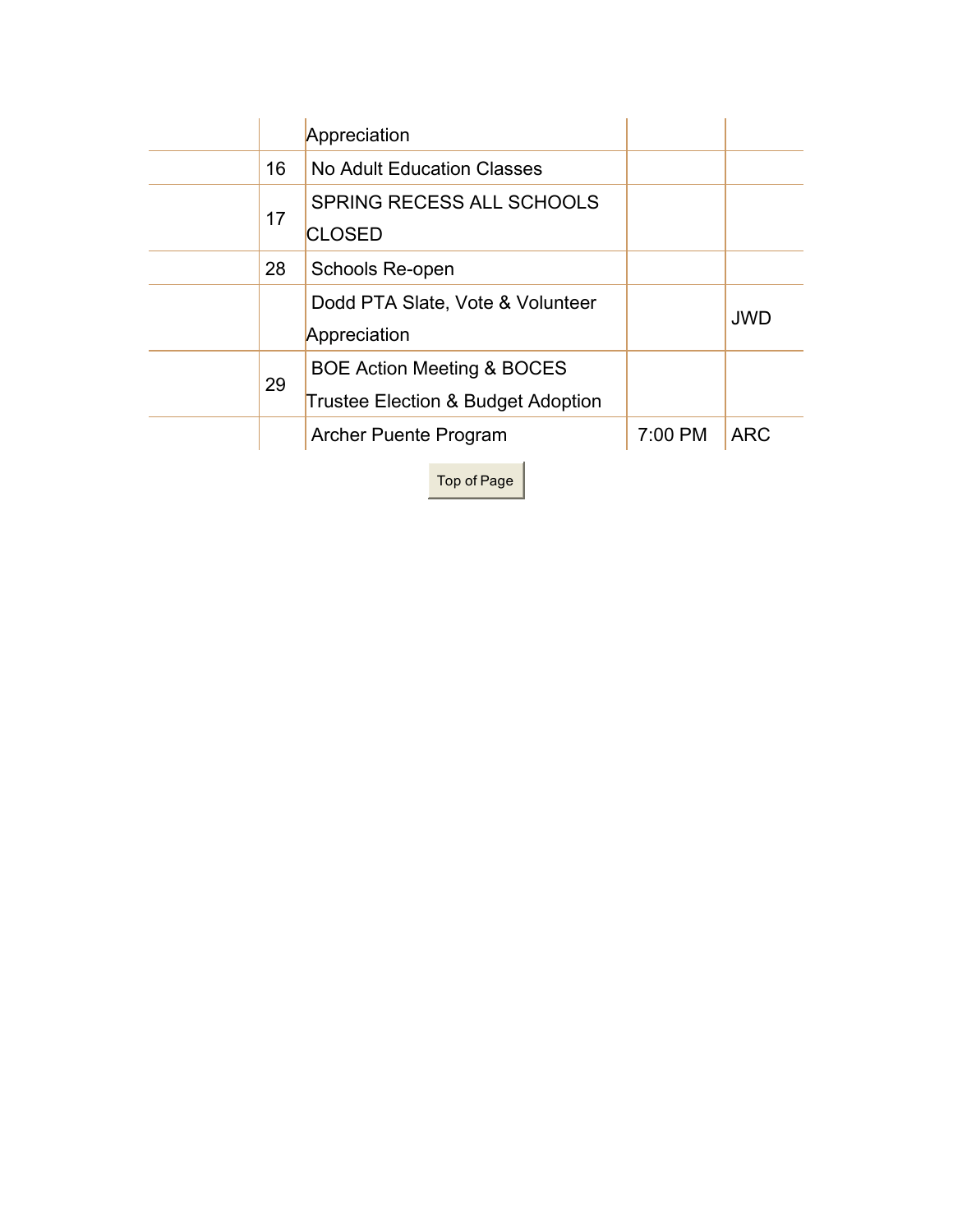| | | | | |
|---|---|---|---|---|
| | | Appreciation | | |
| | 16 | No Adult Education Classes | | |
| | 17 | SPRING RECESS ALL SCHOOLS CLOSED | | |
| | 28 | Schools Re-open | | |
| | | Dodd PTA Slate, Vote & Volunteer Appreciation | | JWD |
| | 29 | BOE Action Meeting & BOCES Trustee Election & Budget Adoption | | |
| | | Archer Puente Program | 7:00 PM | ARC |

Top of Page